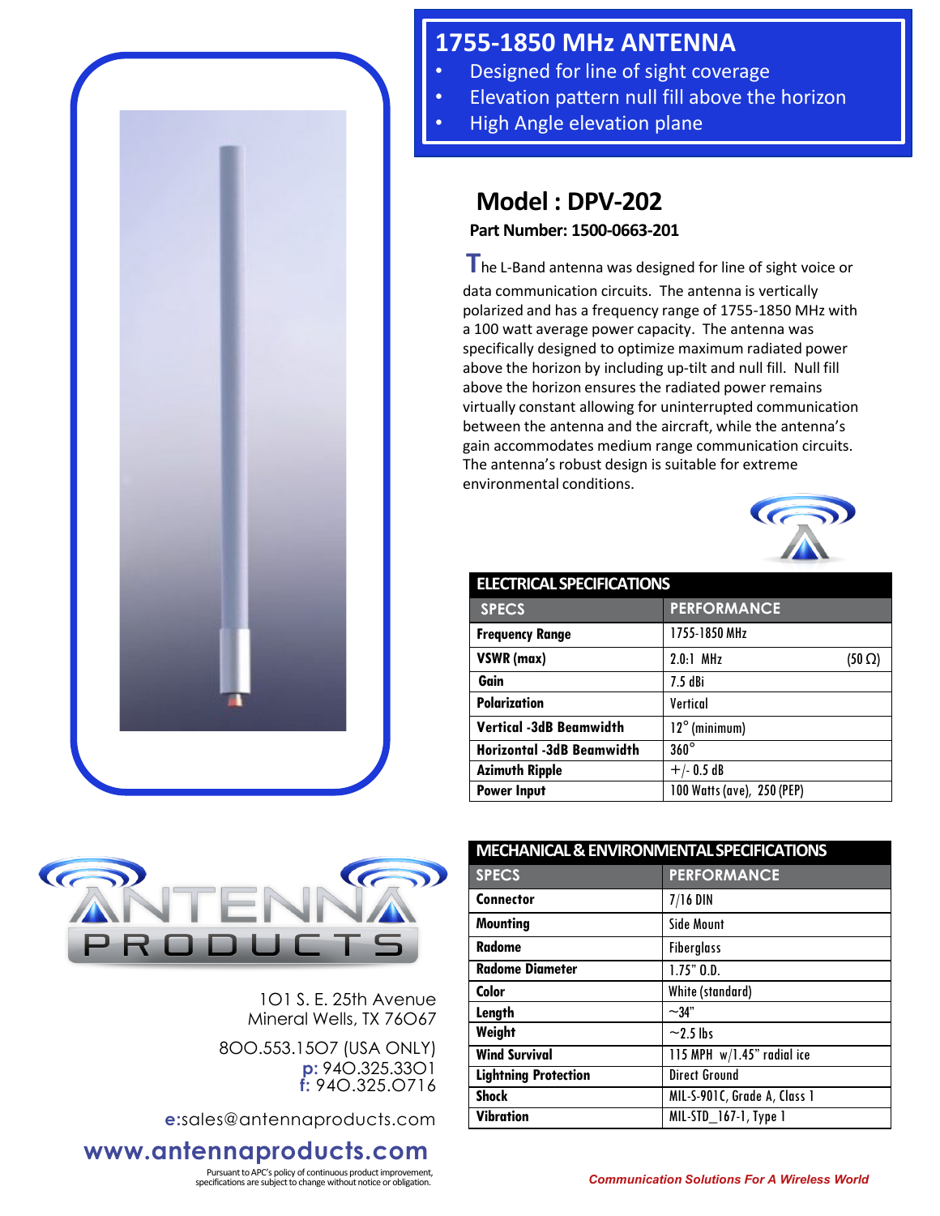# 1755-1850 MHz ANTENNA

- Designed for line of sight coverage
- Elevation pattern null fill above the horizon
- High Angle elevation plane

## Model : DPV-202

**Part Number: 1500-0663-201**

The L-Band antenna was designed for line of sight voice or data communication circuits. The antenna is vertically polarized and has a frequency range of 1755-1850 MHz with a 100 watt average power capacity. The antenna was specifically designed to optimize maximum radiated power above the horizon by including up-tilt and null fill. Null fill above the horizon ensures the radiated power remains virtually constant allowing for uninterrupted communication between the antenna and the aircraft, while the antenna's gain accommodates medium range communication circuits. The antenna's robust design is suitable for extreme environmental conditions.

### ELECTRICAL SPECIFICATIONS

| SPECS | PERFORMANCE |
|---|---|
| **Frequency Range** | 1755-1850 MHz |
| **VSWR (max)** | 2.0:1 MHz (50 Ω) |
| **Gain** | 7.5 dBi |
| **Polarization** | Vertical |
| **Vertical -3dB Beamwidth** | 12° (minimum) |
| **Horizontal -3dB Beamwidth** | 360° |
| **Azimuth Ripple** | +/- 0.5 dB |
| **Power Input** | 100 Watts (ave), 250 (PEP) |

### MECHANICAL & ENVIRONMENTAL SPECIFICATIONS

| SPECS | PERFORMANCE |
|---|---|
| **Connector** | 7/16 DIN |
| **Mounting** | Side Mount |
| **Radome** | Fiberglass |
| **Radome Diameter** | 1.75" O.D. |
| **Color** | White (standard) |
| **Length** | ~34" |
| **Weight** | ~2.5 lbs |
| **Wind Survival** | 115 MPH w/1.45" radial ice |
| **Lightning Protection** | Direct Ground |
| **Shock** | MIL-S-901C, Grade A, Class 1 |
| **Vibration** | MIL-STD_167-1, Type 1 |

ANTENNA PRODUCTS

101 S. E. 25th Avenue
Mineral Wells, TX 76067

800.553.1507 (USA ONLY)
p: 940.325.3301
f: 940.325.0716

e:sales@antennaproducts.com

**www.antennaproducts.com**

Pursuant to APC's policy of continuous product improvement, specifications are subject to change without notice or obligation.

*Communication Solutions For A Wireless World*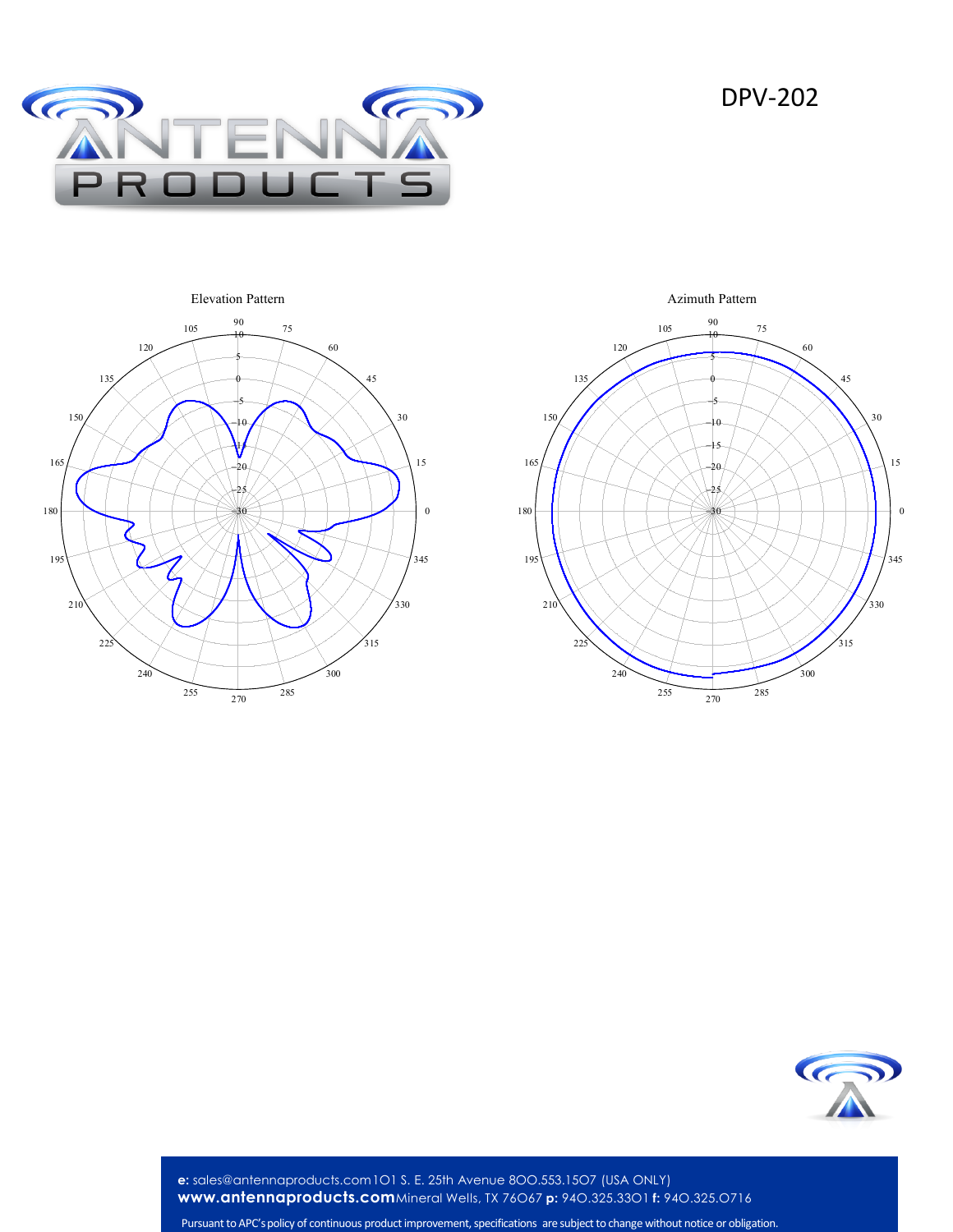DPV-202

Elevation Pattern

90
75
60
45
30
15
0
345
330
315
300
285
270
255
240
225
210
195
180
165
150
135
120
105

10
5
0
-5
-10
-15
-20
-25
-30

Azimuth Pattern

90
75
60
45
30
15
0
345
330
315
300
285
270
255
240
225
210
195
180
165
150
135
120
105

10
5
0
-5
-10
-15
-20
-25
-30

**e:** sales@antennaproducts.com 101 S. E. 25th Avenue 800.553.1507 (USA ONLY)
**www.antennaproducts.com** Mineral Wells, TX 76067 **p:** 940.325.3301 **f:** 940.325.0716

Pursuant to APC's policy of continuous product improvement, specifications are subject to change without notice or obligation.